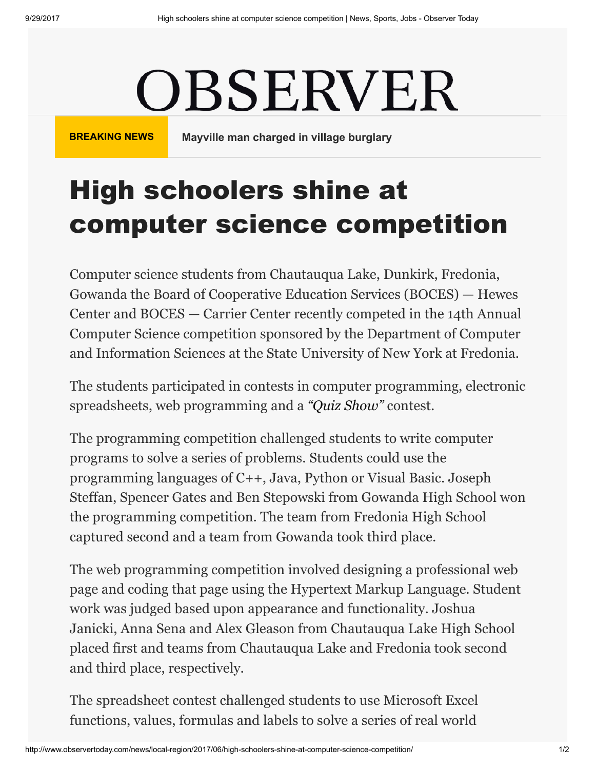# OBSERVER

**BREAKING NEWS** **Mayville man charged in village burglary**

# High schoolers shine at computer science competition

Computer science students from Chautauqua Lake, Dunkirk, Fredonia, Gowanda the Board of Cooperative Education Services (BOCES) — Hewes Center and BOCES — Carrier Center recently competed in the 14th Annual Computer Science competition sponsored by the Department of Computer and Information Sciences at the State University of New York at Fredonia.

The students participated in contests in computer programming, electronic spreadsheets, web programming and a *"Quiz Show"* contest.

The programming competition challenged students to write computer programs to solve a series of problems. Students could use the programming languages of C++, Java, Python or Visual Basic. Joseph Steffan, Spencer Gates and Ben Stepowski from Gowanda High School won the programming competition. The team from Fredonia High School captured second and a team from Gowanda took third place.

The web programming competition involved designing a professional web page and coding that page using the Hypertext Markup Language. Student work was judged based upon appearance and functionality. Joshua Janicki, Anna Sena and Alex Gleason from Chautauqua Lake High School placed first and teams from Chautauqua Lake and Fredonia took second and third place, respectively.

The spreadsheet contest challenged students to use Microsoft Excel functions, values, formulas and labels to solve a series of real world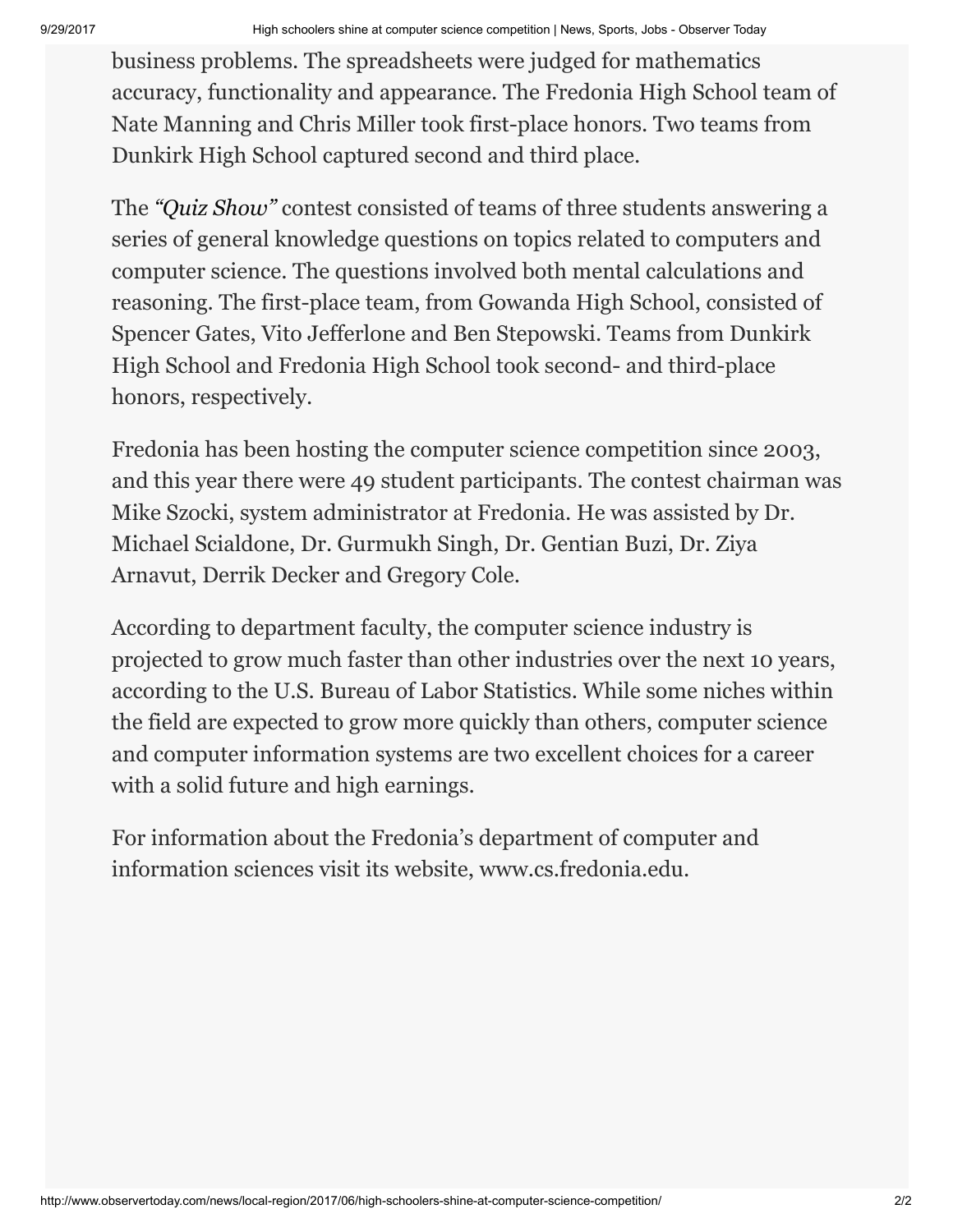business problems. The spreadsheets were judged for mathematics accuracy, functionality and appearance. The Fredonia High School team of Nate Manning and Chris Miller took first-place honors. Two teams from Dunkirk High School captured second and third place.

The *"Quiz Show"* contest consisted of teams of three students answering a series of general knowledge questions on topics related to computers and computer science. The questions involved both mental calculations and reasoning. The first-place team, from Gowanda High School, consisted of Spencer Gates, Vito Jefferlone and Ben Stepowski. Teams from Dunkirk High School and Fredonia High School took second- and third-place honors, respectively.

Fredonia has been hosting the computer science competition since 2003, and this year there were 49 student participants. The contest chairman was Mike Szocki, system administrator at Fredonia. He was assisted by Dr. Michael Scialdone, Dr. Gurmukh Singh, Dr. Gentian Buzi, Dr. Ziya Arnavut, Derrik Decker and Gregory Cole.

According to department faculty, the computer science industry is projected to grow much faster than other industries over the next 10 years, according to the U.S. Bureau of Labor Statistics. While some niches within the field are expected to grow more quickly than others, computer science and computer information systems are two excellent choices for a career with a solid future and high earnings.

For information about the Fredonia's department of computer and information sciences visit its website, www.cs.fredonia.edu.